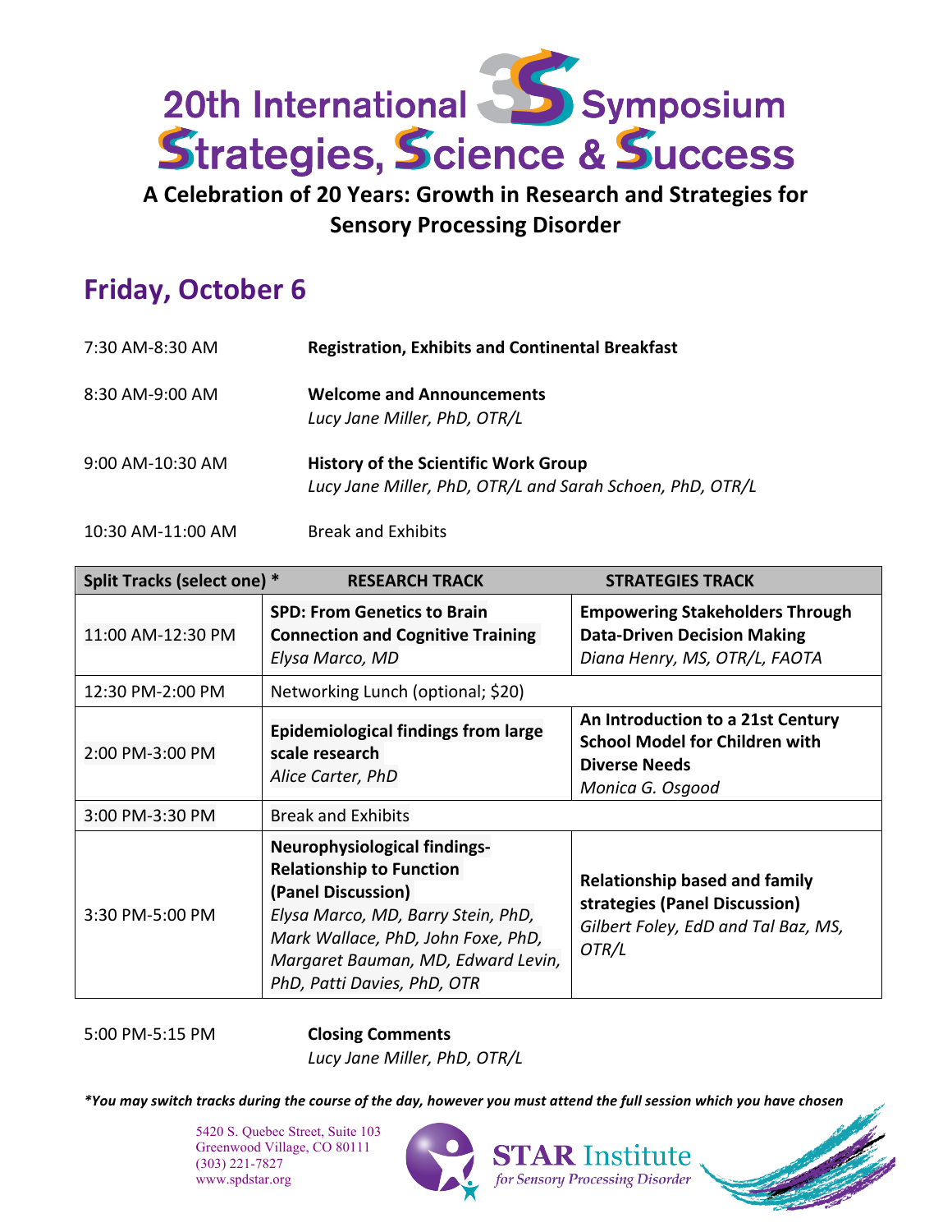# 20th International Symposium Strategies, Science & Success

**A Celebration of 20 Years: Growth in Research and Strategies for Sensory Processing Disorder**

## Friday, October 6

7:30 AM-8:30 AM **Registration, Exhibits and Continental Breakfast**

8:30 AM-9:00 AM **Welcome and Announcements**
*Lucy Jane Miller, PhD, OTR/L*

9:00 AM-10:30 AM **History of the Scientific Work Group**
*Lucy Jane Miller, PhD, OTR/L and Sarah Schoen, PhD, OTR/L*

10:30 AM-11:00 AM Break and Exhibits

| Split Tracks (select one) * | RESEARCH TRACK | STRATEGIES TRACK |
|---|---|---|
| 11:00 AM-12:30 PM | **SPD: From Genetics to Brain Connection and Cognitive Training** *Elysa Marco, MD* | **Empowering Stakeholders Through Data-Driven Decision Making** *Diana Henry, MS, OTR/L, FAOTA* |
| 12:30 PM-2:00 PM | Networking Lunch (optional; $20) | |
| 2:00 PM-3:00 PM | **Epidemiological findings from large scale research** *Alice Carter, PhD* | **An Introduction to a 21st Century School Model for Children with Diverse Needs** *Monica G. Osgood* |
| 3:00 PM-3:30 PM | Break and Exhibits | |
| 3:30 PM-5:00 PM | **Neurophysiological findings- Relationship to Function (Panel Discussion)** *Elysa Marco, MD, Barry Stein, PhD, Mark Wallace, PhD, John Foxe, PhD, Margaret Bauman, MD, Edward Levin, PhD, Patti Davies, PhD, OTR* | **Relationship based and family strategies (Panel Discussion)** *Gilbert Foley, EdD and Tal Baz, MS, OTR/L* |

5:00 PM-5:15 PM **Closing Comments**
*Lucy Jane Miller, PhD, OTR/L*

***You may switch tracks during the course of the day, however you must attend the full session which you have chosen***

5420 S. Quebec Street, Suite 103
Greenwood Village, CO 80111
(303) 221-7827
www.spdstar.org

**STAR Institute** *for Sensory Processing Disorder*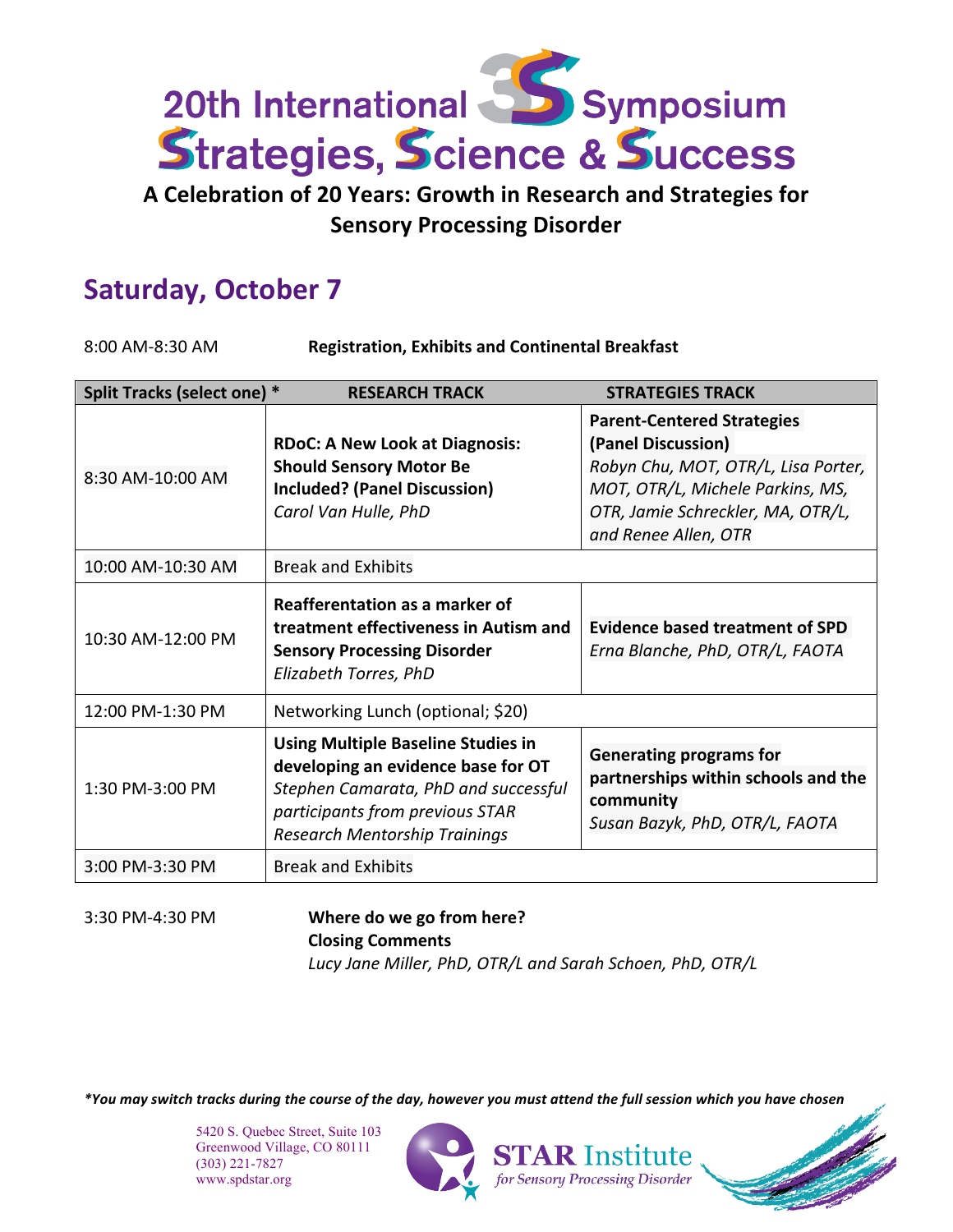# 20th International 3S Symposium Strategies, Science & Success

**A Celebration of 20 Years: Growth in Research and Strategies for Sensory Processing Disorder**

## Saturday, October 7

8:00 AM-8:30 AM **Registration, Exhibits and Continental Breakfast**

| Split Tracks (select one) * | RESEARCH TRACK | STRATEGIES TRACK |
|---|---|---|
| 8:30 AM-10:00 AM | **RDoC: A New Look at Diagnosis: Should Sensory Motor Be Included? (Panel Discussion)** *Carol Van Hulle, PhD* | **Parent-Centered Strategies (Panel Discussion)** *Robyn Chu, MOT, OTR/L, Lisa Porter, MOT, OTR/L, Michele Parkins, MS, OTR, Jamie Schreckler, MA, OTR/L, and Renee Allen, OTR* |
| 10:00 AM-10:30 AM | Break and Exhibits | |
| 10:30 AM-12:00 PM | **Reafferentation as a marker of treatment effectiveness in Autism and Sensory Processing Disorder** *Elizabeth Torres, PhD* | **Evidence based treatment of SPD** *Erna Blanche, PhD, OTR/L, FAOTA* |
| 12:00 PM-1:30 PM | Networking Lunch (optional; $20) | |
| 1:30 PM-3:00 PM | **Using Multiple Baseline Studies in developing an evidence base for OT** *Stephen Camarata, PhD and successful participants from previous STAR Research Mentorship Trainings* | **Generating programs for partnerships within schools and the community** *Susan Bazyk, PhD, OTR/L, FAOTA* |
| 3:00 PM-3:30 PM | Break and Exhibits | |

3:30 PM-4:30 PM **Where do we go from here?**
**Closing Comments**
*Lucy Jane Miller, PhD, OTR/L and Sarah Schoen, PhD, OTR/L*

***You may switch tracks during the course of the day, however you must attend the full session which you have chosen***

5420 S. Quebec Street, Suite 103
Greenwood Village, CO 80111
(303) 221-7827
www.spdstar.org

STAR Institute *for Sensory Processing Disorder*